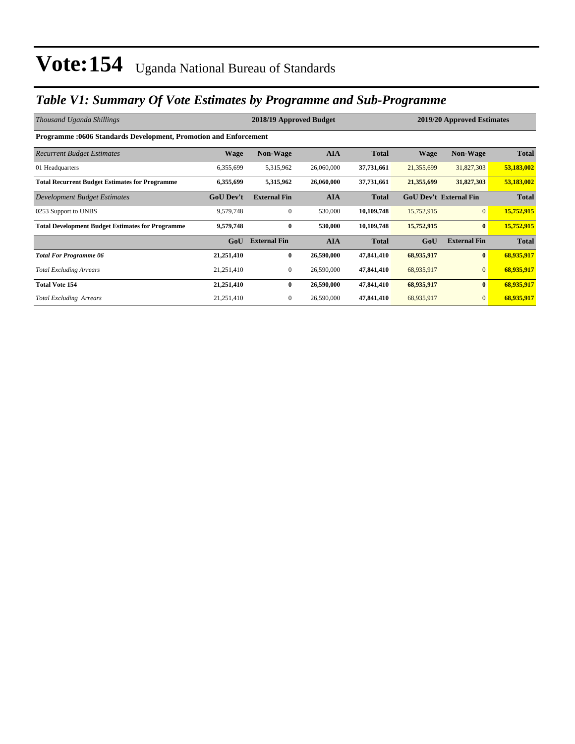# Vote:154 Uganda National Bureau of Standards

## *Table V1: Summary Of Vote Estimates by Programme and Sub-Programme*

| *Thousand Uganda Shillings* | 2018/19 Approved Budget | | | | 2019/20 Approved Estimates | | |
|---|---|---|---|---|---|---|---|
| **Programme :0606 Standards Development, Promotion and Enforcement** | | | | | | | |
| *Recurrent Budget Estimates* | **Wage** | **Non-Wage** | **AIA** | **Total** | **Wage** | **Non-Wage** | **Total** |
| 01 Headquarters | 6,355,699 | 5,315,962 | 26,060,000 | **37,731,661** | 21,355,699 | 31,827,303 | **53,183,002** |
| **Total Recurrent Budget Estimates for Programme** | **6,355,699** | **5,315,962** | **26,060,000** | **37,731,661** | **21,355,699** | **31,827,303** | **53,183,002** |
| *Development Budget Estimates* | **GoU Dev't** | **External Fin** | **AIA** | **Total** | **GoU Dev't** | **External Fin** | **Total** |
| 0253 Support to UNBS | 9,579,748 | 0 | 530,000 | **10,109,748** | 15,752,915 | 0 | **15,752,915** |
| **Total Development Budget Estimates for Programme** | **9,579,748** | **0** | **530,000** | **10,109,748** | **15,752,915** | **0** | **15,752,915** |
| | **GoU** | **External Fin** | **AIA** | **Total** | **GoU** | **External Fin** | **Total** |
| ***Total For Programme 06*** | **21,251,410** | **0** | **26,590,000** | **47,841,410** | **68,935,917** | **0** | **68,935,917** |
| *Total Excluding Arrears* | 21,251,410 | 0 | 26,590,000 | **47,841,410** | 68,935,917 | 0 | **68,935,917** |
| **Total Vote 154** | **21,251,410** | **0** | **26,590,000** | **47,841,410** | **68,935,917** | **0** | **68,935,917** |
| *Total Excluding Arrears* | 21,251,410 | 0 | 26,590,000 | **47,841,410** | 68,935,917 | 0 | **68,935,917** |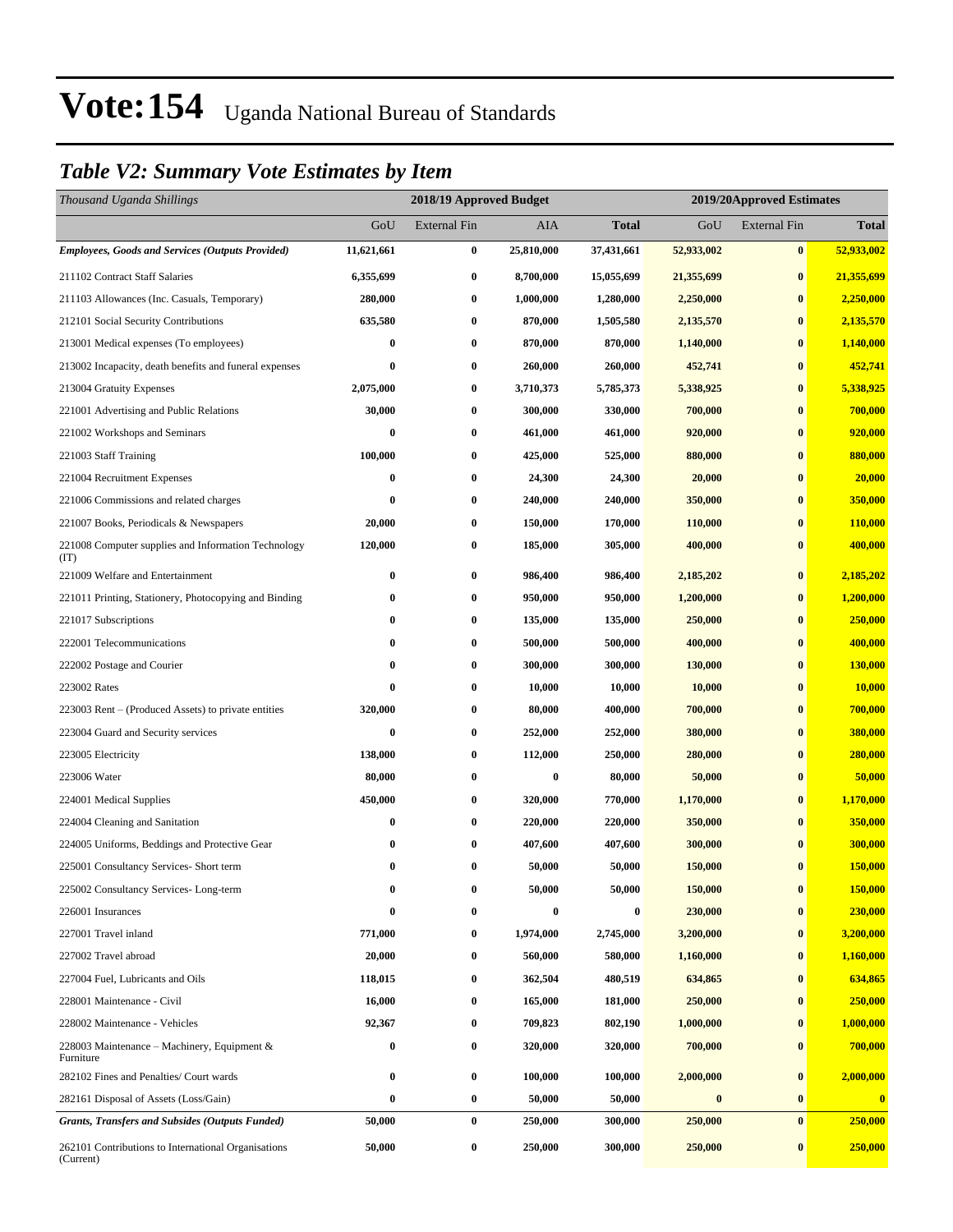# Vote:154 Uganda National Bureau of Standards

## *Table V2: Summary Vote Estimates by Item*

| *Thousand Uganda Shillings* | 2018/19 Approved Budget | | | | 2019/20Approved Estimates | | |
|---|---|---|---|---|---|---|---|
| | GoU | External Fin | AIA | **Total** | GoU | External Fin | **Total** |
| ***Employees, Goods and Services (Outputs Provided)*** | **11,621,661** | **0** | **25,810,000** | **37,431,661** | **52,933,002** | **0** | **52,933,002** |
| 211102 Contract Staff Salaries | **6,355,699** | **0** | **8,700,000** | **15,055,699** | **21,355,699** | **0** | **21,355,699** |
| 211103 Allowances (Inc. Casuals, Temporary) | **280,000** | **0** | **1,000,000** | **1,280,000** | **2,250,000** | **0** | **2,250,000** |
| 212101 Social Security Contributions | **635,580** | **0** | **870,000** | **1,505,580** | **2,135,570** | **0** | **2,135,570** |
| 213001 Medical expenses (To employees) | **0** | **0** | **870,000** | **870,000** | **1,140,000** | **0** | **1,140,000** |
| 213002 Incapacity, death benefits and funeral expenses | **0** | **0** | **260,000** | **260,000** | **452,741** | **0** | **452,741** |
| 213004 Gratuity Expenses | **2,075,000** | **0** | **3,710,373** | **5,785,373** | **5,338,925** | **0** | **5,338,925** |
| 221001 Advertising and Public Relations | **30,000** | **0** | **300,000** | **330,000** | **700,000** | **0** | **700,000** |
| 221002 Workshops and Seminars | **0** | **0** | **461,000** | **461,000** | **920,000** | **0** | **920,000** |
| 221003 Staff Training | **100,000** | **0** | **425,000** | **525,000** | **880,000** | **0** | **880,000** |
| 221004 Recruitment Expenses | **0** | **0** | **24,300** | **24,300** | **20,000** | **0** | **20,000** |
| 221006 Commissions and related charges | **0** | **0** | **240,000** | **240,000** | **350,000** | **0** | **350,000** |
| 221007 Books, Periodicals & Newspapers | **20,000** | **0** | **150,000** | **170,000** | **110,000** | **0** | **110,000** |
| 221008 Computer supplies and Information Technology (IT) | **120,000** | **0** | **185,000** | **305,000** | **400,000** | **0** | **400,000** |
| 221009 Welfare and Entertainment | **0** | **0** | **986,400** | **986,400** | **2,185,202** | **0** | **2,185,202** |
| 221011 Printing, Stationery, Photocopying and Binding | **0** | **0** | **950,000** | **950,000** | **1,200,000** | **0** | **1,200,000** |
| 221017 Subscriptions | **0** | **0** | **135,000** | **135,000** | **250,000** | **0** | **250,000** |
| 222001 Telecommunications | **0** | **0** | **500,000** | **500,000** | **400,000** | **0** | **400,000** |
| 222002 Postage and Courier | **0** | **0** | **300,000** | **300,000** | **130,000** | **0** | **130,000** |
| 223002 Rates | **0** | **0** | **10,000** | **10,000** | **10,000** | **0** | **10,000** |
| 223003 Rent – (Produced Assets) to private entities | **320,000** | **0** | **80,000** | **400,000** | **700,000** | **0** | **700,000** |
| 223004 Guard and Security services | **0** | **0** | **252,000** | **252,000** | **380,000** | **0** | **380,000** |
| 223005 Electricity | **138,000** | **0** | **112,000** | **250,000** | **280,000** | **0** | **280,000** |
| 223006 Water | **80,000** | **0** | **0** | **80,000** | **50,000** | **0** | **50,000** |
| 224001 Medical Supplies | **450,000** | **0** | **320,000** | **770,000** | **1,170,000** | **0** | **1,170,000** |
| 224004 Cleaning and Sanitation | **0** | **0** | **220,000** | **220,000** | **350,000** | **0** | **350,000** |
| 224005 Uniforms, Beddings and Protective Gear | **0** | **0** | **407,600** | **407,600** | **300,000** | **0** | **300,000** |
| 225001 Consultancy Services- Short term | **0** | **0** | **50,000** | **50,000** | **150,000** | **0** | **150,000** |
| 225002 Consultancy Services- Long-term | **0** | **0** | **50,000** | **50,000** | **150,000** | **0** | **150,000** |
| 226001 Insurances | **0** | **0** | **0** | **0** | **230,000** | **0** | **230,000** |
| 227001 Travel inland | **771,000** | **0** | **1,974,000** | **2,745,000** | **3,200,000** | **0** | **3,200,000** |
| 227002 Travel abroad | **20,000** | **0** | **560,000** | **580,000** | **1,160,000** | **0** | **1,160,000** |
| 227004 Fuel, Lubricants and Oils | **118,015** | **0** | **362,504** | **480,519** | **634,865** | **0** | **634,865** |
| 228001 Maintenance - Civil | **16,000** | **0** | **165,000** | **181,000** | **250,000** | **0** | **250,000** |
| 228002 Maintenance - Vehicles | **92,367** | **0** | **709,823** | **802,190** | **1,000,000** | **0** | **1,000,000** |
| 228003 Maintenance – Machinery, Equipment & Furniture | **0** | **0** | **320,000** | **320,000** | **700,000** | **0** | **700,000** |
| 282102 Fines and Penalties/ Court wards | **0** | **0** | **100,000** | **100,000** | **2,000,000** | **0** | **2,000,000** |
| 282161 Disposal of Assets (Loss/Gain) | **0** | **0** | **50,000** | **50,000** | **0** | **0** | **0** |
| ***Grants, Transfers and Subsides (Outputs Funded)*** | **50,000** | **0** | **250,000** | **300,000** | **250,000** | **0** | **250,000** |
| 262101 Contributions to International Organisations (Current) | **50,000** | **0** | **250,000** | **300,000** | **250,000** | **0** | **250,000** |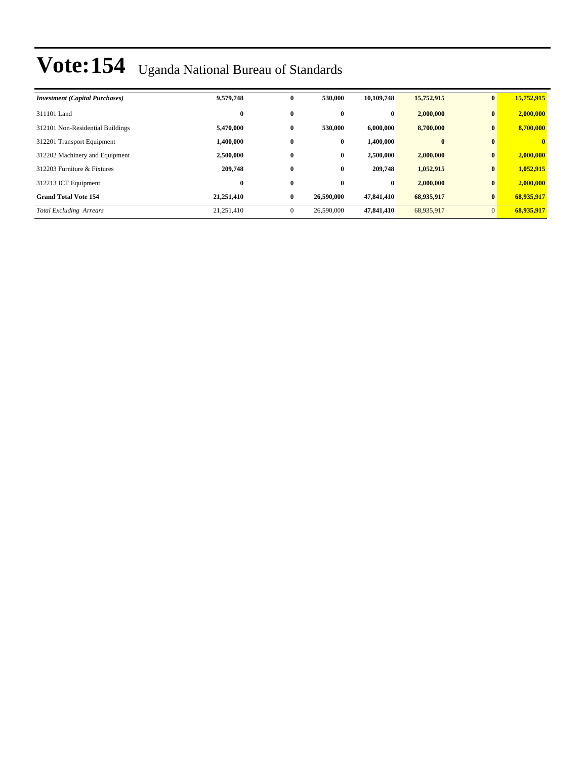# Vote:154 Uganda National Bureau of Standards

| | | | | | | | |
|---|---|---|---|---|---|---|---|
| ***Investment (Capital Purchases)*** | **9,579,748** | **0** | **530,000** | **10,109,748** | **15,752,915** | **0** | **15,752,915** |
| 311101 Land | **0** | **0** | **0** | **0** | **2,000,000** | **0** | **2,000,000** |
| 312101 Non-Residential Buildings | **5,470,000** | **0** | **530,000** | **6,000,000** | **8,700,000** | **0** | **8,700,000** |
| 312201 Transport Equipment | **1,400,000** | **0** | **0** | **1,400,000** | **0** | **0** | **0** |
| 312202 Machinery and Equipment | **2,500,000** | **0** | **0** | **2,500,000** | **2,000,000** | **0** | **2,000,000** |
| 312203 Furniture & Fixtures | **209,748** | **0** | **0** | **209,748** | **1,052,915** | **0** | **1,052,915** |
| 312213 ICT Equipment | **0** | **0** | **0** | **0** | **2,000,000** | **0** | **2,000,000** |
| **Grand Total Vote 154** | **21,251,410** | **0** | **26,590,000** | **47,841,410** | **68,935,917** | **0** | **68,935,917** |
| *Total Excluding Arrears* | 21,251,410 | 0 | 26,590,000 | **47,841,410** | 68,935,917 | 0 | **68,935,917** |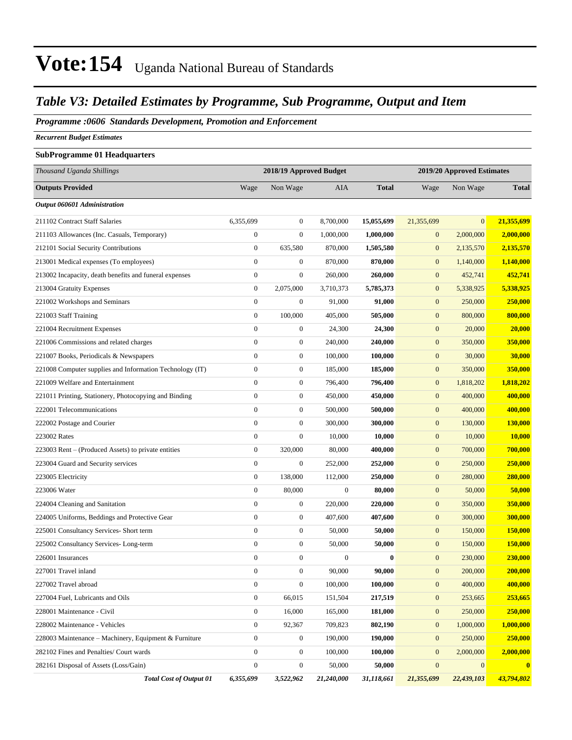# Vote:154 Uganda National Bureau of Standards

## *Table V3: Detailed Estimates by Programme, Sub Programme, Output and Item*

***Programme :0606 Standards Development, Promotion and Enforcement***

***Recurrent Budget Estimates***

**SubProgramme 01 Headquarters**

| *Thousand Uganda Shillings* | 2018/19 Approved Budget | | | | 2019/20 Approved Estimates | | |
|---|---|---|---|---|---|---|---|
| **Outputs Provided** | Wage | Non Wage | AIA | **Total** | Wage | Non Wage | **Total** |
| ***Output 060601 Administration*** | | | | | | | |
| 211102 Contract Staff Salaries | 6,355,699 | 0 | 8,700,000 | **15,055,699** | 21,355,699 | 0 | **21,355,699** |
| 211103 Allowances (Inc. Casuals, Temporary) | 0 | 0 | 1,000,000 | **1,000,000** | 0 | 2,000,000 | **2,000,000** |
| 212101 Social Security Contributions | 0 | 635,580 | 870,000 | **1,505,580** | 0 | 2,135,570 | **2,135,570** |
| 213001 Medical expenses (To employees) | 0 | 0 | 870,000 | **870,000** | 0 | 1,140,000 | **1,140,000** |
| 213002 Incapacity, death benefits and funeral expenses | 0 | 0 | 260,000 | **260,000** | 0 | 452,741 | **452,741** |
| 213004 Gratuity Expenses | 0 | 2,075,000 | 3,710,373 | **5,785,373** | 0 | 5,338,925 | **5,338,925** |
| 221002 Workshops and Seminars | 0 | 0 | 91,000 | **91,000** | 0 | 250,000 | **250,000** |
| 221003 Staff Training | 0 | 100,000 | 405,000 | **505,000** | 0 | 800,000 | **800,000** |
| 221004 Recruitment Expenses | 0 | 0 | 24,300 | **24,300** | 0 | 20,000 | **20,000** |
| 221006 Commissions and related charges | 0 | 0 | 240,000 | **240,000** | 0 | 350,000 | **350,000** |
| 221007 Books, Periodicals & Newspapers | 0 | 0 | 100,000 | **100,000** | 0 | 30,000 | **30,000** |
| 221008 Computer supplies and Information Technology (IT) | 0 | 0 | 185,000 | **185,000** | 0 | 350,000 | **350,000** |
| 221009 Welfare and Entertainment | 0 | 0 | 796,400 | **796,400** | 0 | 1,818,202 | **1,818,202** |
| 221011 Printing, Stationery, Photocopying and Binding | 0 | 0 | 450,000 | **450,000** | 0 | 400,000 | **400,000** |
| 222001 Telecommunications | 0 | 0 | 500,000 | **500,000** | 0 | 400,000 | **400,000** |
| 222002 Postage and Courier | 0 | 0 | 300,000 | **300,000** | 0 | 130,000 | **130,000** |
| 223002 Rates | 0 | 0 | 10,000 | **10,000** | 0 | 10,000 | **10,000** |
| 223003 Rent – (Produced Assets) to private entities | 0 | 320,000 | 80,000 | **400,000** | 0 | 700,000 | **700,000** |
| 223004 Guard and Security services | 0 | 0 | 252,000 | **252,000** | 0 | 250,000 | **250,000** |
| 223005 Electricity | 0 | 138,000 | 112,000 | **250,000** | 0 | 280,000 | **280,000** |
| 223006 Water | 0 | 80,000 | 0 | **80,000** | 0 | 50,000 | **50,000** |
| 224004 Cleaning and Sanitation | 0 | 0 | 220,000 | **220,000** | 0 | 350,000 | **350,000** |
| 224005 Uniforms, Beddings and Protective Gear | 0 | 0 | 407,600 | **407,600** | 0 | 300,000 | **300,000** |
| 225001 Consultancy Services- Short term | 0 | 0 | 50,000 | **50,000** | 0 | 150,000 | **150,000** |
| 225002 Consultancy Services- Long-term | 0 | 0 | 50,000 | **50,000** | 0 | 150,000 | **150,000** |
| 226001 Insurances | 0 | 0 | 0 | **0** | 0 | 230,000 | **230,000** |
| 227001 Travel inland | 0 | 0 | 90,000 | **90,000** | 0 | 200,000 | **200,000** |
| 227002 Travel abroad | 0 | 0 | 100,000 | **100,000** | 0 | 400,000 | **400,000** |
| 227004 Fuel, Lubricants and Oils | 0 | 66,015 | 151,504 | **217,519** | 0 | 253,665 | **253,665** |
| 228001 Maintenance - Civil | 0 | 16,000 | 165,000 | **181,000** | 0 | 250,000 | **250,000** |
| 228002 Maintenance - Vehicles | 0 | 92,367 | 709,823 | **802,190** | 0 | 1,000,000 | **1,000,000** |
| 228003 Maintenance – Machinery, Equipment & Furniture | 0 | 0 | 190,000 | **190,000** | 0 | 250,000 | **250,000** |
| 282102 Fines and Penalties/ Court wards | 0 | 0 | 100,000 | **100,000** | 0 | 2,000,000 | **2,000,000** |
| 282161 Disposal of Assets (Loss/Gain) | 0 | 0 | 50,000 | **50,000** | 0 | 0 | **0** |
| ***Total Cost of Output 01*** | ***6,355,699*** | ***3,522,962*** | ***21,240,000*** | ***31,118,661*** | ***21,355,699*** | ***22,439,103*** | ***43,794,802*** |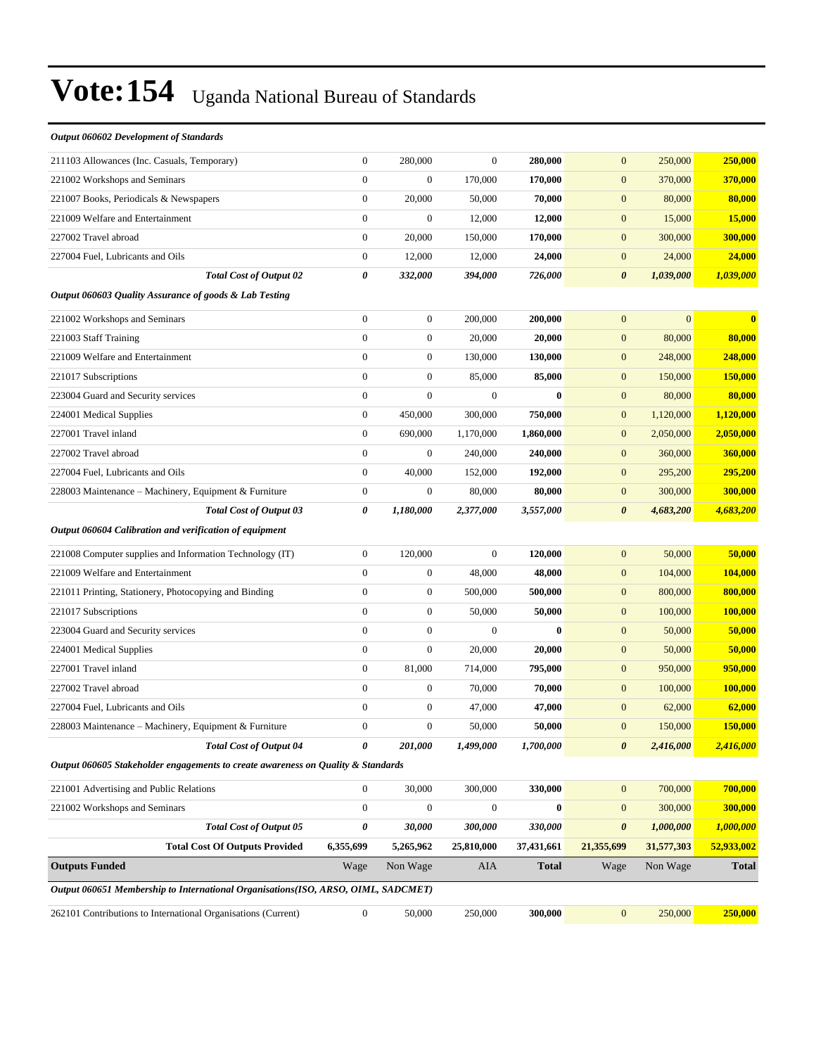# Vote:154 Uganda National Bureau of Standards

| | | | | | | | |
|---|---|---|---|---|---|---|---|
| ***Output 060602 Development of Standards*** | | | | | | | |
| 211103 Allowances (Inc. Casuals, Temporary) | 0 | 280,000 | 0 | **280,000** | 0 | 250,000 | **250,000** |
| 221002 Workshops and Seminars | 0 | 0 | 170,000 | **170,000** | 0 | 370,000 | **370,000** |
| 221007 Books, Periodicals & Newspapers | 0 | 20,000 | 50,000 | **70,000** | 0 | 80,000 | **80,000** |
| 221009 Welfare and Entertainment | 0 | 0 | 12,000 | **12,000** | 0 | 15,000 | **15,000** |
| 227002 Travel abroad | 0 | 20,000 | 150,000 | **170,000** | 0 | 300,000 | **300,000** |
| 227004 Fuel, Lubricants and Oils | 0 | 12,000 | 12,000 | **24,000** | 0 | 24,000 | **24,000** |
| ***Total Cost of Output 02*** | ***0*** | ***332,000*** | ***394,000*** | ***726,000*** | ***0*** | ***1,039,000*** | ***1,039,000*** |
| ***Output 060603 Quality Assurance of goods & Lab Testing*** | | | | | | | |
| 221002 Workshops and Seminars | 0 | 0 | 200,000 | **200,000** | 0 | 0 | **0** |
| 221003 Staff Training | 0 | 0 | 20,000 | **20,000** | 0 | 80,000 | **80,000** |
| 221009 Welfare and Entertainment | 0 | 0 | 130,000 | **130,000** | 0 | 248,000 | **248,000** |
| 221017 Subscriptions | 0 | 0 | 85,000 | **85,000** | 0 | 150,000 | **150,000** |
| 223004 Guard and Security services | 0 | 0 | 0 | **0** | 0 | 80,000 | **80,000** |
| 224001 Medical Supplies | 0 | 450,000 | 300,000 | **750,000** | 0 | 1,120,000 | **1,120,000** |
| 227001 Travel inland | 0 | 690,000 | 1,170,000 | **1,860,000** | 0 | 2,050,000 | **2,050,000** |
| 227002 Travel abroad | 0 | 0 | 240,000 | **240,000** | 0 | 360,000 | **360,000** |
| 227004 Fuel, Lubricants and Oils | 0 | 40,000 | 152,000 | **192,000** | 0 | 295,200 | **295,200** |
| 228003 Maintenance – Machinery, Equipment & Furniture | 0 | 0 | 80,000 | **80,000** | 0 | 300,000 | **300,000** |
| ***Total Cost of Output 03*** | ***0*** | ***1,180,000*** | ***2,377,000*** | ***3,557,000*** | ***0*** | ***4,683,200*** | ***4,683,200*** |
| ***Output 060604 Calibration and verification of equipment*** | | | | | | | |
| 221008 Computer supplies and Information Technology (IT) | 0 | 120,000 | 0 | **120,000** | 0 | 50,000 | **50,000** |
| 221009 Welfare and Entertainment | 0 | 0 | 48,000 | **48,000** | 0 | 104,000 | **104,000** |
| 221011 Printing, Stationery, Photocopying and Binding | 0 | 0 | 500,000 | **500,000** | 0 | 800,000 | **800,000** |
| 221017 Subscriptions | 0 | 0 | 50,000 | **50,000** | 0 | 100,000 | **100,000** |
| 223004 Guard and Security services | 0 | 0 | 0 | **0** | 0 | 50,000 | **50,000** |
| 224001 Medical Supplies | 0 | 0 | 20,000 | **20,000** | 0 | 50,000 | **50,000** |
| 227001 Travel inland | 0 | 81,000 | 714,000 | **795,000** | 0 | 950,000 | **950,000** |
| 227002 Travel abroad | 0 | 0 | 70,000 | **70,000** | 0 | 100,000 | **100,000** |
| 227004 Fuel, Lubricants and Oils | 0 | 0 | 47,000 | **47,000** | 0 | 62,000 | **62,000** |
| 228003 Maintenance – Machinery, Equipment & Furniture | 0 | 0 | 50,000 | **50,000** | 0 | 150,000 | **150,000** |
| ***Total Cost of Output 04*** | ***0*** | ***201,000*** | ***1,499,000*** | ***1,700,000*** | ***0*** | ***2,416,000*** | ***2,416,000*** |
| ***Output 060605 Stakeholder engagements to create awareness on Quality & Standards*** | | | | | | | |
| 221001 Advertising and Public Relations | 0 | 30,000 | 300,000 | **330,000** | 0 | 700,000 | **700,000** |
| 221002 Workshops and Seminars | 0 | 0 | 0 | **0** | 0 | 300,000 | **300,000** |
| ***Total Cost of Output 05*** | ***0*** | ***30,000*** | ***300,000*** | ***330,000*** | ***0*** | ***1,000,000*** | ***1,000,000*** |
| **Total Cost Of Outputs Provided** | **6,355,699** | **5,265,962** | **25,810,000** | **37,431,661** | **21,355,699** | **31,577,303** | **52,933,002** |
| **Outputs Funded** | Wage | Non Wage | AIA | **Total** | Wage | Non Wage | **Total** |
| ***Output 060651 Membership to International Organisations(ISO, ARSO, OIML, SADCMET)*** | | | | | | | |
| 262101 Contributions to International Organisations (Current) | 0 | 50,000 | 250,000 | **300,000** | 0 | 250,000 | **250,000** |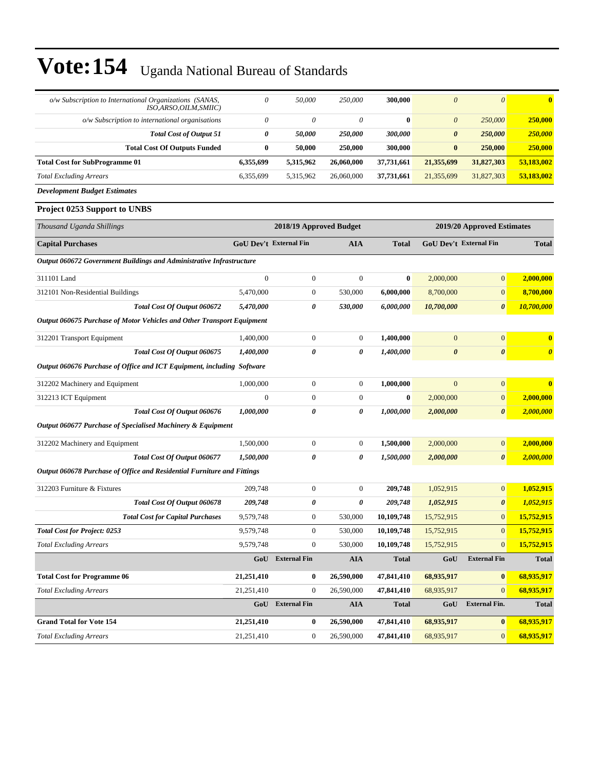# Vote:154 Uganda National Bureau of Standards

| | | | | | | | |
|---|---|---|---|---|---|---|---|
| *o/w Subscription to International Organizations (SANAS, ISO,ARSO,OILM,SMIIC)* | *0* | *50,000* | *250,000* | **300,000** | *0* | *0* | **0** |
| *o/w Subscription to international organisations* | *0* | *0* | *0* | **0** | *0* | *250,000* | **250,000** |
| ***Total Cost of Output 51*** | ***0*** | ***50,000*** | ***250,000*** | ***300,000*** | ***0*** | ***250,000*** | ***250,000*** |
| **Total Cost Of Outputs Funded** | **0** | **50,000** | **250,000** | **300,000** | **0** | **250,000** | **250,000** |
| **Total Cost for SubProgramme 01** | **6,355,699** | **5,315,962** | **26,060,000** | **37,731,661** | **21,355,699** | **31,827,303** | **53,183,002** |
| *Total Excluding Arrears* | 6,355,699 | 5,315,962 | 26,060,000 | **37,731,661** | 21,355,699 | 31,827,303 | **53,183,002** |

***Development Budget Estimates***

**Project 0253 Support to UNBS**

| *Thousand Uganda Shillings* | 2018/19 Approved Budget | | | | 2019/20 Approved Estimates | | |
|---|---|---|---|---|---|---|---|
| **Capital Purchases** | **GoU Dev't** | **External Fin** | **AIA** | **Total** | **GoU Dev't** | **External Fin** | **Total** |
| ***Output 060672 Government Buildings and Administrative Infrastructure*** | | | | | | | |
| 311101 Land | 0 | 0 | 0 | **0** | 2,000,000 | 0 | **2,000,000** |
| 312101 Non-Residential Buildings | 5,470,000 | 0 | 530,000 | **6,000,000** | 8,700,000 | 0 | **8,700,000** |
| ***Total Cost Of Output 060672*** | ***5,470,000*** | ***0*** | ***530,000*** | ***6,000,000*** | ***10,700,000*** | ***0*** | ***10,700,000*** |
| ***Output 060675 Purchase of Motor Vehicles and Other Transport Equipment*** | | | | | | | |
| 312201 Transport Equipment | 1,400,000 | 0 | 0 | **1,400,000** | 0 | 0 | **0** |
| ***Total Cost Of Output 060675*** | ***1,400,000*** | ***0*** | ***0*** | ***1,400,000*** | ***0*** | ***0*** | ***0*** |
| ***Output 060676 Purchase of Office and ICT Equipment, including Software*** | | | | | | | |
| 312202 Machinery and Equipment | 1,000,000 | 0 | 0 | **1,000,000** | 0 | 0 | **0** |
| 312213 ICT Equipment | 0 | 0 | 0 | **0** | 2,000,000 | 0 | **2,000,000** |
| ***Total Cost Of Output 060676*** | ***1,000,000*** | ***0*** | ***0*** | ***1,000,000*** | ***2,000,000*** | ***0*** | ***2,000,000*** |
| ***Output 060677 Purchase of Specialised Machinery & Equipment*** | | | | | | | |
| 312202 Machinery and Equipment | 1,500,000 | 0 | 0 | **1,500,000** | 2,000,000 | 0 | **2,000,000** |
| ***Total Cost Of Output 060677*** | ***1,500,000*** | ***0*** | ***0*** | ***1,500,000*** | ***2,000,000*** | ***0*** | ***2,000,000*** |
| ***Output 060678 Purchase of Office and Residential Furniture and Fittings*** | | | | | | | |
| 312203 Furniture & Fixtures | 209,748 | 0 | 0 | **209,748** | 1,052,915 | 0 | **1,052,915** |
| ***Total Cost Of Output 060678*** | ***209,748*** | ***0*** | ***0*** | ***209,748*** | ***1,052,915*** | ***0*** | ***1,052,915*** |
| ***Total Cost for Capital Purchases*** | 9,579,748 | 0 | 530,000 | **10,109,748** | 15,752,915 | 0 | **15,752,915** |
| ***Total Cost for Project: 0253*** | 9,579,748 | 0 | 530,000 | **10,109,748** | 15,752,915 | 0 | **15,752,915** |
| *Total Excluding Arrears* | 9,579,748 | 0 | 530,000 | **10,109,748** | 15,752,915 | 0 | **15,752,915** |
| | **GoU** | **External Fin** | **AIA** | **Total** | **GoU** | **External Fin** | **Total** |
| **Total Cost for Programme 06** | **21,251,410** | **0** | **26,590,000** | **47,841,410** | **68,935,917** | **0** | **68,935,917** |
| *Total Excluding Arrears* | 21,251,410 | 0 | 26,590,000 | **47,841,410** | 68,935,917 | 0 | **68,935,917** |
| | **GoU** | **External Fin** | **AIA** | **Total** | **GoU** | **External Fin.** | **Total** |
| **Grand Total for Vote 154** | **21,251,410** | **0** | **26,590,000** | **47,841,410** | **68,935,917** | **0** | **68,935,917** |
| *Total Excluding Arrears* | 21,251,410 | 0 | 26,590,000 | **47,841,410** | 68,935,917 | 0 | **68,935,917** |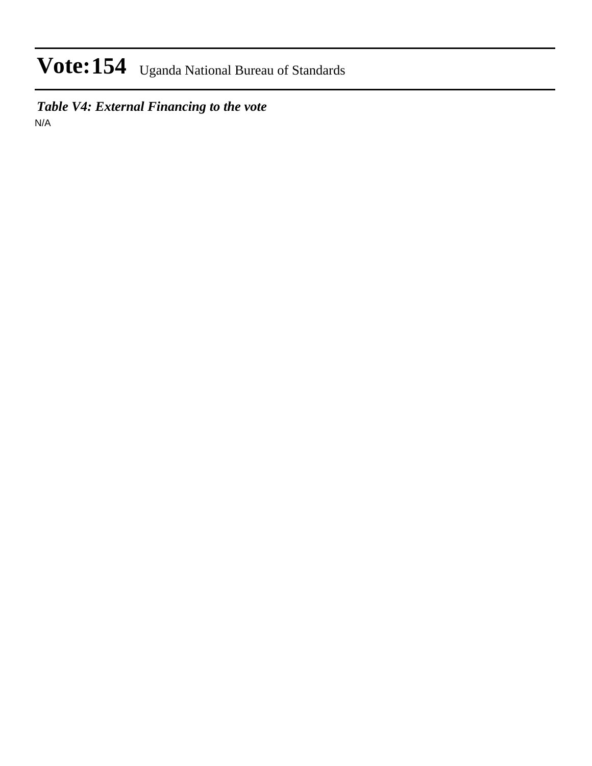# Vote:154 Uganda National Bureau of Standards

***Table V4: External Financing to the vote***

N/A